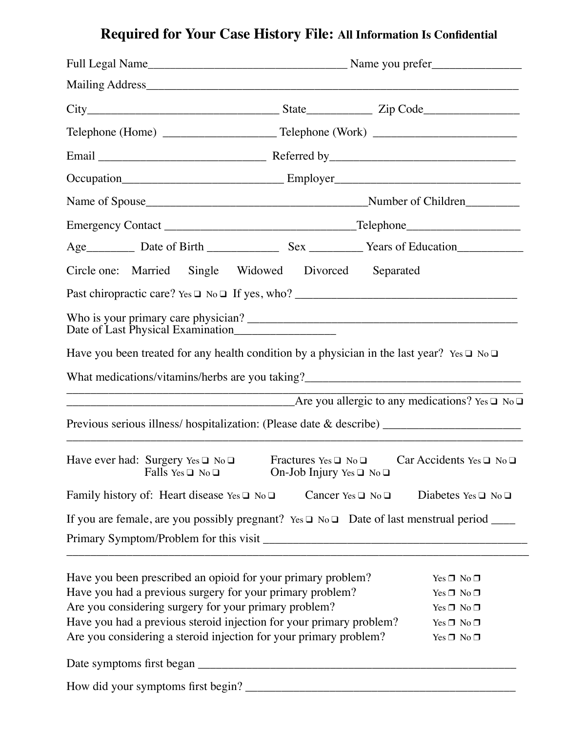# Required for Your Case History File: **All Information Is Confidential**

Full Legal Name_________________________________ Name you prefer_______________

Mailing Address_____________________________________________________________

City________________________________ State___________ Zip Code________________

Telephone (Home) __________________ Telephone (Work) ________________________

Email ____________________________ Referred by________________________________

Occupation__________________________ Employer_______________________________

Name of Spouse_____________________________________Number of Children_________

Emergency Contact ________________________________Telephone___________________

Age________ Date of Birth ____________ Sex _________ Years of Education___________

Circle one: Married Single Widowed Divorced Separated

Past chiropractic care? Yes ❑ No ❑ If yes, who? ______________________________________

Who is your primary care physician? ______________________________________________
Date of Last Physical Examination_________________

Have you been treated for any health condition by a physician in the last year? Yes ❑ No ❑

What medications/vitamins/herbs are you taking?____________________________________
_____________________________________________________________________________
______________________________________Are you allergic to any medications? Yes ❑ No ❑

Previous serious illness/ hospitalization: (Please date & describe) _______________________
_____________________________________________________________________________

Have ever had: Surgery Yes ❑ No ❑ Fractures Yes ❑ No ❑ Car Accidents Yes ❑ No ❑
Falls Yes ❑ No ❑ On-Job Injury Yes ❑ No ❑

Family history of: Heart disease Yes ❑ No ❑ Cancer Yes ❑ No ❑ Diabetes Yes ❑ No ❑

If you are female, are you possibly pregnant? Yes ❑ No ❑ Date of last menstrual period ____

Primary Symptom/Problem for this visit _____________________________________________
_____________________________________________________________________________

Have you been prescribed an opioid for your primary problem? Yes ❐ No ❐
Have you had a previous surgery for your primary problem? Yes ❐ No ❐
Are you considering surgery for your primary problem? Yes ❐ No ❐
Have you had a previous steroid injection for your primary problem? Yes ❐ No ❐
Are you considering a steroid injection for your primary problem? Yes ❐ No ❐

Date symptoms first began _________________________________________________________

How did your symptoms first begin? _______________________________________________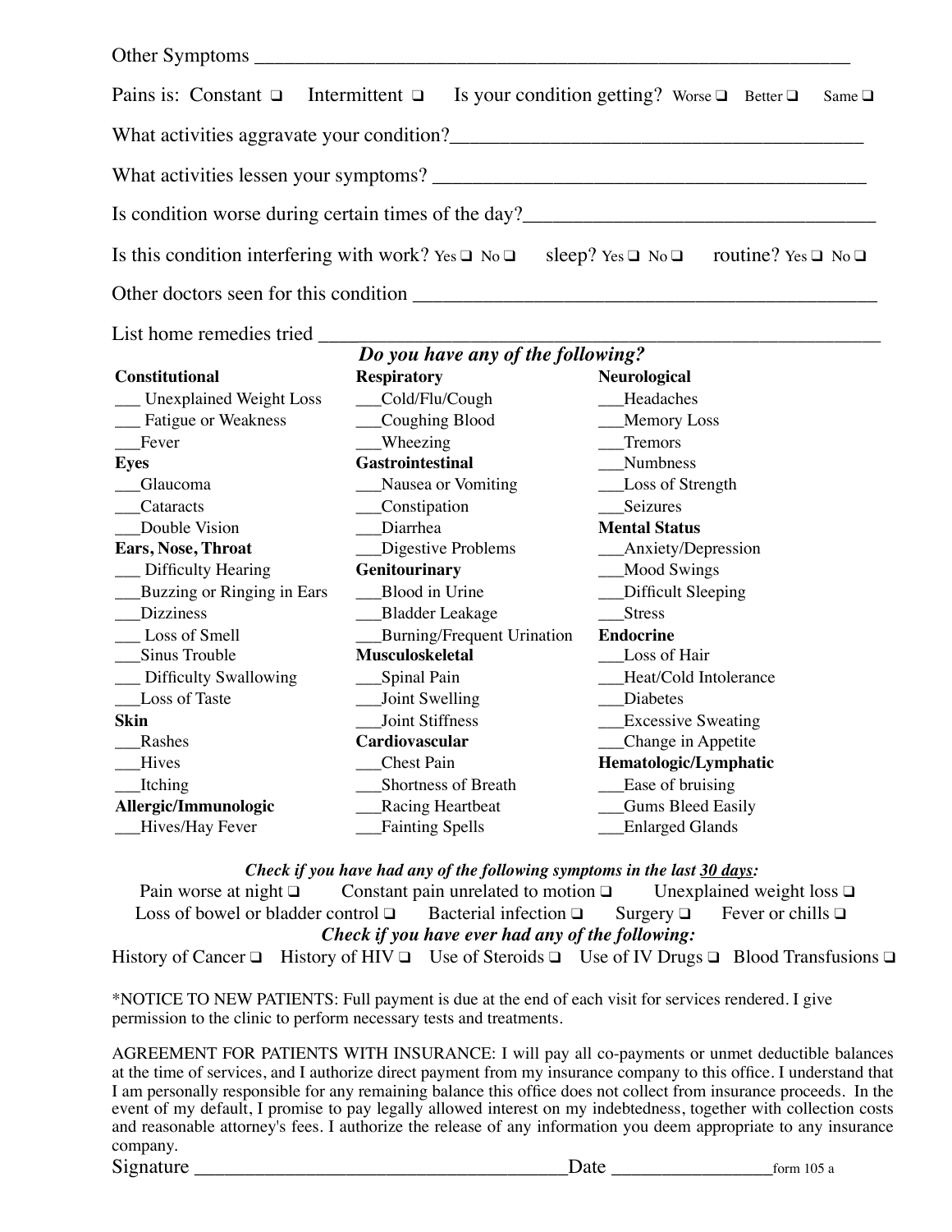Other Symptoms ____________________________________________________________

Pains is: Constant ❑ Intermittent ❑ Is your condition getting? Worse ❑ Better ❑ Same ❑

What activities aggravate your condition?__________________________________________

What activities lessen your symptoms? ____________________________________________

Is condition worse during certain times of the day?___________________________________

Is this condition interfering with work? Yes ❑ No ❑ sleep? Yes ❑ No ❑ routine? Yes ❑ No ❑

Other doctors seen for this condition ______________________________________________

List home remedies tried _______________________________________________________

***Do you have any of the following?***

**Constitutional**
___ Unexplained Weight Loss
___ Fatigue or Weakness
___Fever

**Eyes**
___Glaucoma
___Cataracts
___Double Vision

**Ears, Nose, Throat**
___ Difficulty Hearing
___Buzzing or Ringing in Ears
___Dizziness
___ Loss of Smell
___Sinus Trouble
___ Difficulty Swallowing
___Loss of Taste

**Skin**
___Rashes
___Hives
___Itching

**Allergic/Immunologic**
___Hives/Hay Fever

**Respiratory**
___Cold/Flu/Cough
___Coughing Blood
___Wheezing

**Gastrointestinal**
___Nausea or Vomiting
___Constipation
___Diarrhea
___Digestive Problems

**Genitourinary**
___Blood in Urine
___Bladder Leakage
___Burning/Frequent Urination

**Musculoskeletal**
___Spinal Pain
___Joint Swelling
___Joint Stiffness

**Cardiovascular**
___Chest Pain
___Shortness of Breath
___Racing Heartbeat
___Fainting Spells

**Neurological**
___Headaches
___Memory Loss
___Tremors
___Numbness
___Loss of Strength
___Seizures

**Mental Status**
___Anxiety/Depression
___Mood Swings
___Difficult Sleeping
___Stress

**Endocrine**
___Loss of Hair
___Heat/Cold Intolerance
___Diabetes
___Excessive Sweating
___Change in Appetite

**Hematologic/Lymphatic**
___Ease of bruising
___Gums Bleed Easily
___Enlarged Glands

***Check if you have had any of the following symptoms in the last 30 days:***

Pain worse at night ❑ Constant pain unrelated to motion ❑ Unexplained weight loss ❑
Loss of bowel or bladder control ❑ Bacterial infection ❑ Surgery ❑ Fever or chills ❑

***Check if you have ever had any of the following:***

History of Cancer ❑ History of HIV ❑ Use of Steroids ❑ Use of IV Drugs ❑ Blood Transfusions ❑

*NOTICE TO NEW PATIENTS: Full payment is due at the end of each visit for services rendered. I give permission to the clinic to perform necessary tests and treatments.

AGREEMENT FOR PATIENTS WITH INSURANCE: I will pay all co-payments or unmet deductible balances at the time of services, and I authorize direct payment from my insurance company to this office. I understand that I am personally responsible for any remaining balance this office does not collect from insurance proceeds. In the event of my default, I promise to pay legally allowed interest on my indebtedness, together with collection costs and reasonable attorney's fees. I authorize the release of any information you deem appropriate to any insurance company.

Signature ____________________________________Date ________________form 105 a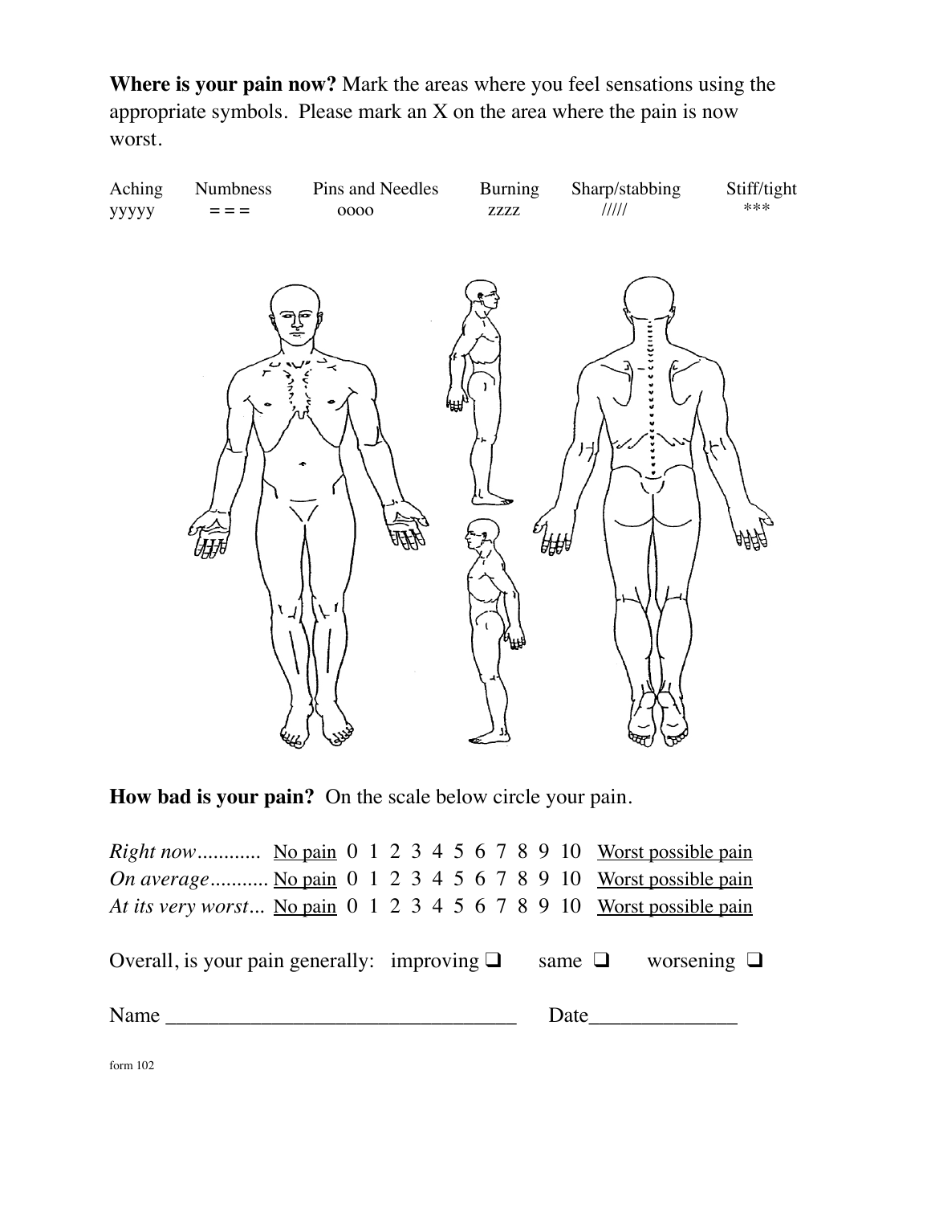**Where is your pain now?** Mark the areas where you feel sensations using the appropriate symbols. Please mark an X on the area where the pain is now worst.

| Aching | Numbness | Pins and Needles | Burning | Sharp/stabbing | Stiff/tight |
|---|---|---|---|---|---|
| yyyyy | = = = | oooo | zzzz | ///// | *** |

**How bad is your pain?** On the scale below circle your pain.

*Right now*............ No pain 0 1 2 3 4 5 6 7 8 9 10 Worst possible pain

*On average*........... No pain 0 1 2 3 4 5 6 7 8 9 10 Worst possible pain

*At its very worst*... No pain 0 1 2 3 4 5 6 7 8 9 10 Worst possible pain

Overall, is your pain generally: improving ❑ same ❑ worsening ❑

Name ________________________________ Date_____________

form 102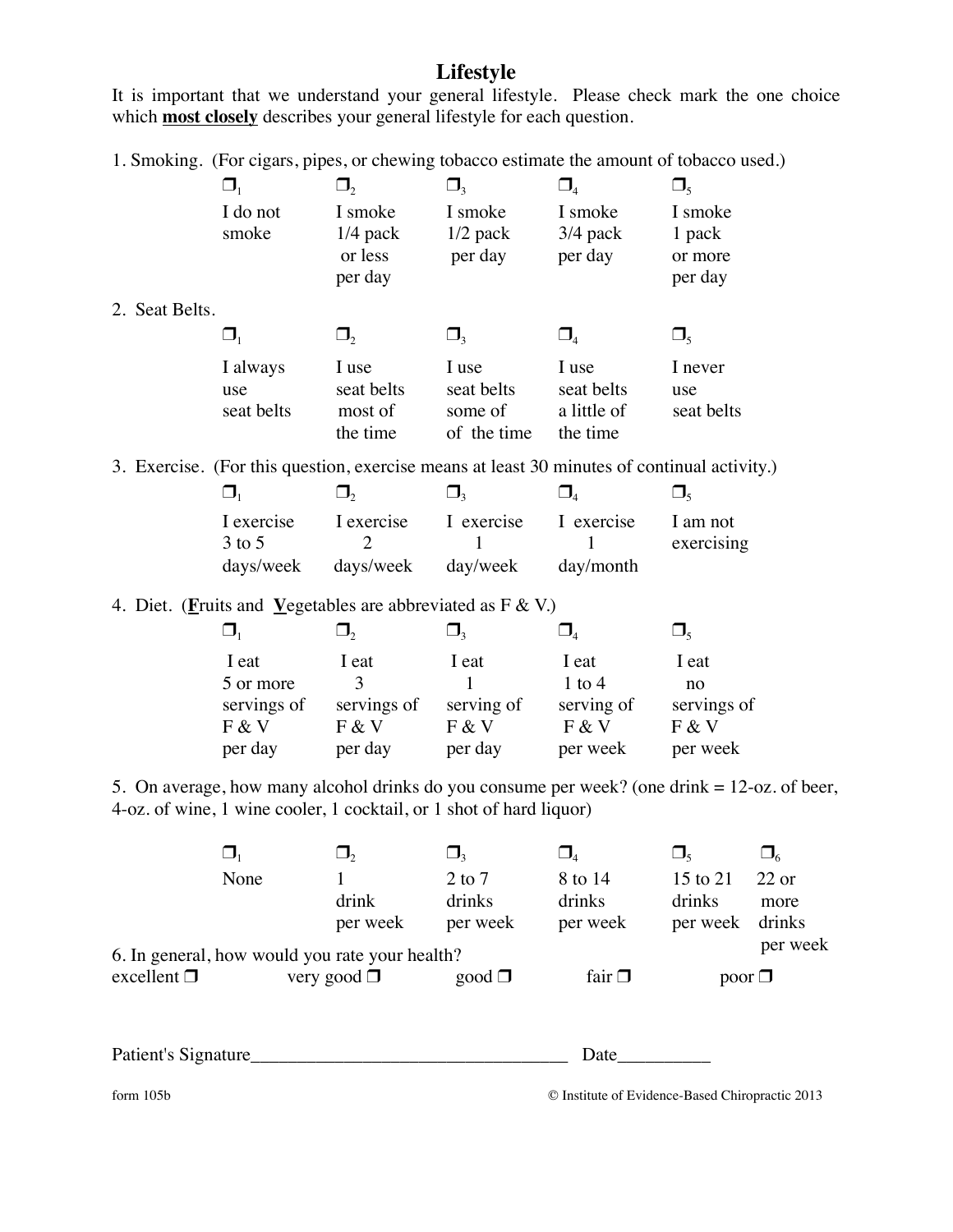# Lifestyle

It is important that we understand your general lifestyle. Please check mark the one choice which **most closely** describes your general lifestyle for each question.

1. Smoking. (For cigars, pipes, or chewing tobacco estimate the amount of tobacco used.)

| ❐1 | ❐2 | ❐3 | ❐4 | ❐5 |
|---|---|---|---|---|
| I do not smoke | I smoke 1/4 pack or less per day | I smoke 1/2 pack per day | I smoke 3/4 pack per day | I smoke 1 pack or more per day |

2. Seat Belts.

| ❐1 | ❐2 | ❐3 | ❐4 | ❐5 |
|---|---|---|---|---|
| I always use seat belts | I use seat belts most of the time | I use seat belts some of of the time | I use seat belts a little of the time | I never use seat belts |

3. Exercise. (For this question, exercise means at least 30 minutes of continual activity.)

| ❐1 | ❐2 | ❐3 | ❐4 | ❐5 |
|---|---|---|---|---|
| I exercise 3 to 5 days/week | I exercise 2 days/week | I exercise 1 day/week | I exercise 1 day/month | I am not exercising |

4. Diet. (**F**ruits and **V**egetables are abbreviated as F & V.)

| ❐1 | ❐2 | ❐3 | ❐4 | ❐5 |
|---|---|---|---|---|
| I eat 5 or more servings of F & V per day | I eat 3 servings of F & V per day | I eat 1 serving of F & V per day | I eat 1 to 4 serving of F & V per week | I eat no servings of F & V per week |

5. On average, how many alcohol drinks do you consume per week? (one drink = 12-oz. of beer, 4-oz. of wine, 1 wine cooler, 1 cocktail, or 1 shot of hard liquor)

| ❐1 | ❐2 | ❐3 | ❐4 | ❐5 | ❐6 |
|---|---|---|---|---|---|
| None | 1 drink per week | 2 to 7 drinks per week | 8 to 14 drinks per week | 15 to 21 drinks per week | 22 or more drinks per week |

6. In general, how would you rate your health?

excellent ❐ very good ❐ good ❐ fair ❐ poor ❐

Patient's Signature__________________________________ Date__________

form 105b © Institute of Evidence-Based Chiropractic 2013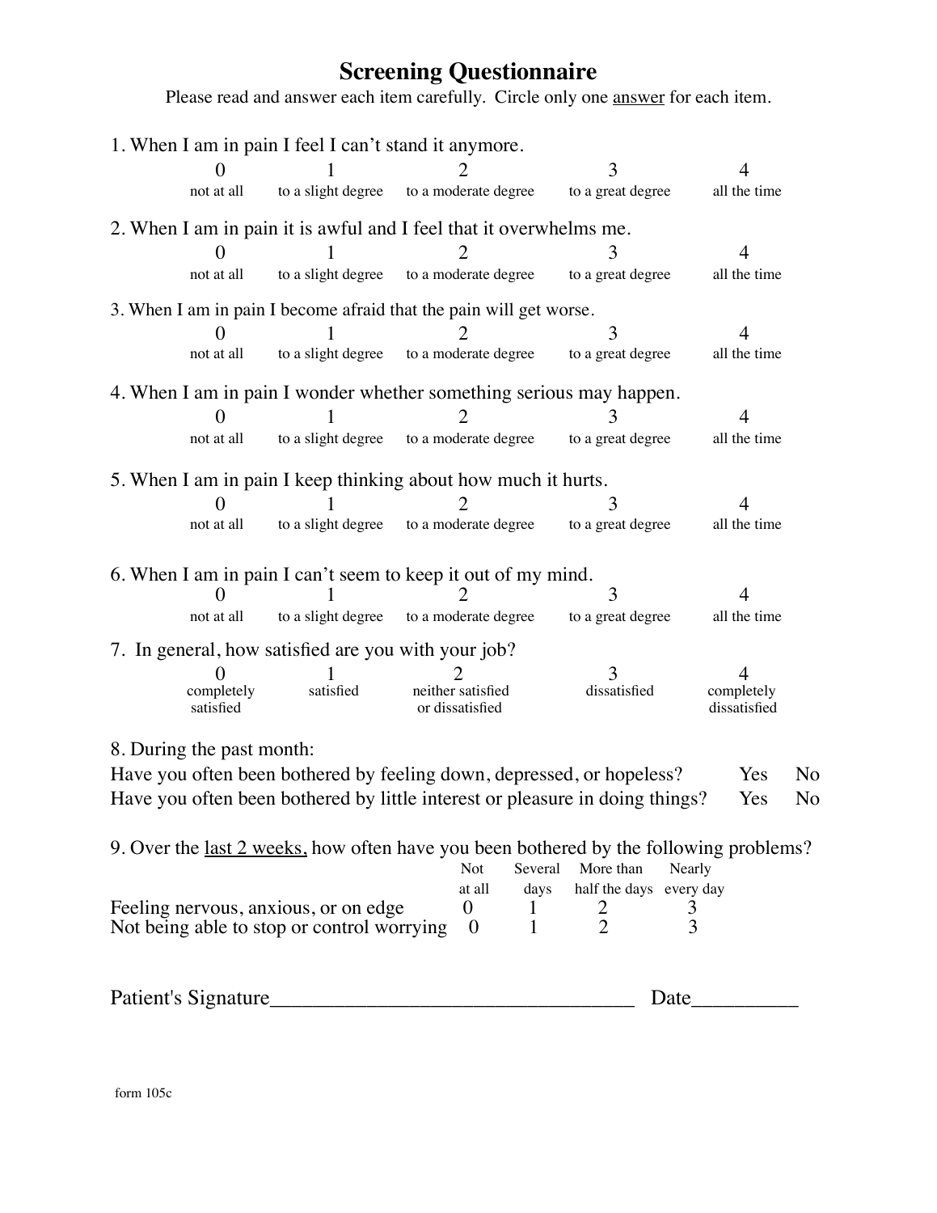# Screening Questionnaire

Please read and answer each item carefully. Circle only one <u>answer</u> for each item.

1. When I am in pain I feel I can't stand it anymore.

| 0 | 1 | 2 | 3 | 4 |
|---|---|---|---|---|
| not at all | to a slight degree | to a moderate degree | to a great degree | all the time |

2. When I am in pain it is awful and I feel that it overwhelms me.

| 0 | 1 | 2 | 3 | 4 |
|---|---|---|---|---|
| not at all | to a slight degree | to a moderate degree | to a great degree | all the time |

3. When I am in pain I become afraid that the pain will get worse.

| 0 | 1 | 2 | 3 | 4 |
|---|---|---|---|---|
| not at all | to a slight degree | to a moderate degree | to a great degree | all the time |

4. When I am in pain I wonder whether something serious may happen.

| 0 | 1 | 2 | 3 | 4 |
|---|---|---|---|---|
| not at all | to a slight degree | to a moderate degree | to a great degree | all the time |

5. When I am in pain I keep thinking about how much it hurts.

| 0 | 1 | 2 | 3 | 4 |
|---|---|---|---|---|
| not at all | to a slight degree | to a moderate degree | to a great degree | all the time |

6. When I am in pain I can't seem to keep it out of my mind.

| 0 | 1 | 2 | 3 | 4 |
|---|---|---|---|---|
| not at all | to a slight degree | to a moderate degree | to a great degree | all the time |

7. In general, how satisfied are you with your job?

| 0 | 1 | 2 | 3 | 4 |
|---|---|---|---|---|
| completely satisfied | satisfied | neither satisfied or dissatisfied | dissatisfied | completely dissatisfied |

8. During the past month:

| | | |
|---|---|---|
| Have you often been bothered by feeling down, depressed, or hopeless? | Yes | No |
| Have you often been bothered by little interest or pleasure in doing things? | Yes | No |

9. Over the <u>last 2 weeks,</u> how often have you been bothered by the following problems?

| | Not at all | Several days | More than half the days | Nearly every day |
|---|---|---|---|---|
| Feeling nervous, anxious, or on edge | 0 | 1 | 2 | 3 |
| Not being able to stop or control worrying | 0 | 1 | 2 | 3 |

Patient's Signature_________________________________ Date__________

form 105c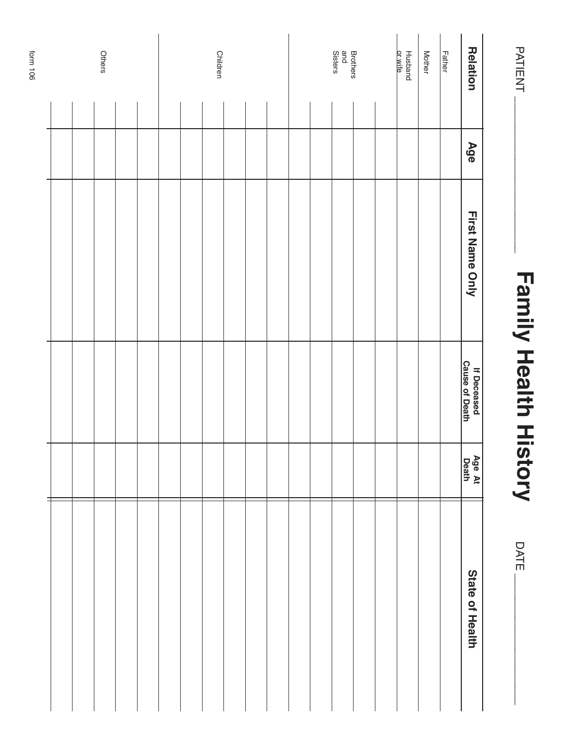# Family Health History

PATIENT ______________________ DATE ______________

| Relation | Age | First Name Only | If Deceased Cause of Death | Age At Death | State of Health |
|---|---|---|---|---|---|
| Father | | | | | |
| Mother | | | | | |
| Husband or wife | | | | | |
| Brothers and Sisters | | | | | |
| | | | | | |
| | | | | | |
| | | | | | |
| | | | | | |
| Children | | | | | |
| | | | | | |
| | | | | | |
| | | | | | |
| | | | | | |
| | | | | | |
| Others | | | | | |
| | | | | | |
| | | | | | |
| | | | | | |
| | | | | | |

form 106